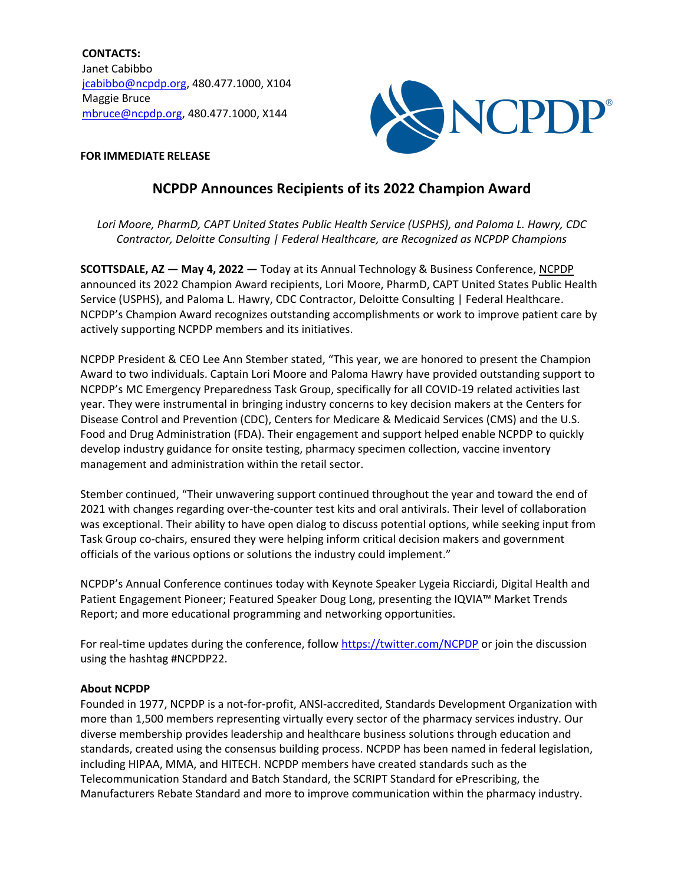**CONTACTS:**
Janet Cabibbo
jcabibbo@ncpdp.org, 480.477.1000, X104
Maggie Bruce
mbruce@ncpdp.org, 480.477.1000, X144

**FOR IMMEDIATE RELEASE**

# NCPDP Announces Recipients of its 2022 Champion Award

*Lori Moore, PharmD, CAPT United States Public Health Service (USPHS), and Paloma L. Hawry, CDC Contractor, Deloitte Consulting | Federal Healthcare, are Recognized as NCPDP Champions*

**SCOTTSDALE, AZ — May 4, 2022 —** Today at its Annual Technology & Business Conference, NCPDP announced its 2022 Champion Award recipients, Lori Moore, PharmD, CAPT United States Public Health Service (USPHS), and Paloma L. Hawry, CDC Contractor, Deloitte Consulting | Federal Healthcare. NCPDP's Champion Award recognizes outstanding accomplishments or work to improve patient care by actively supporting NCPDP members and its initiatives.

NCPDP President & CEO Lee Ann Stember stated, "This year, we are honored to present the Champion Award to two individuals. Captain Lori Moore and Paloma Hawry have provided outstanding support to NCPDP's MC Emergency Preparedness Task Group, specifically for all COVID-19 related activities last year. They were instrumental in bringing industry concerns to key decision makers at the Centers for Disease Control and Prevention (CDC), Centers for Medicare & Medicaid Services (CMS) and the U.S. Food and Drug Administration (FDA). Their engagement and support helped enable NCPDP to quickly develop industry guidance for onsite testing, pharmacy specimen collection, vaccine inventory management and administration within the retail sector.

Stember continued, "Their unwavering support continued throughout the year and toward the end of 2021 with changes regarding over-the-counter test kits and oral antivirals. Their level of collaboration was exceptional. Their ability to have open dialog to discuss potential options, while seeking input from Task Group co-chairs, ensured they were helping inform critical decision makers and government officials of the various options or solutions the industry could implement."

NCPDP's Annual Conference continues today with Keynote Speaker Lygeia Ricciardi, Digital Health and Patient Engagement Pioneer; Featured Speaker Doug Long, presenting the IQVIA™ Market Trends Report; and more educational programming and networking opportunities.

For real-time updates during the conference, follow https://twitter.com/NCPDP or join the discussion using the hashtag #NCPDP22.

**About NCPDP**

Founded in 1977, NCPDP is a not-for-profit, ANSI-accredited, Standards Development Organization with more than 1,500 members representing virtually every sector of the pharmacy services industry. Our diverse membership provides leadership and healthcare business solutions through education and standards, created using the consensus building process. NCPDP has been named in federal legislation, including HIPAA, MMA, and HITECH. NCPDP members have created standards such as the Telecommunication Standard and Batch Standard, the SCRIPT Standard for ePrescribing, the Manufacturers Rebate Standard and more to improve communication within the pharmacy industry.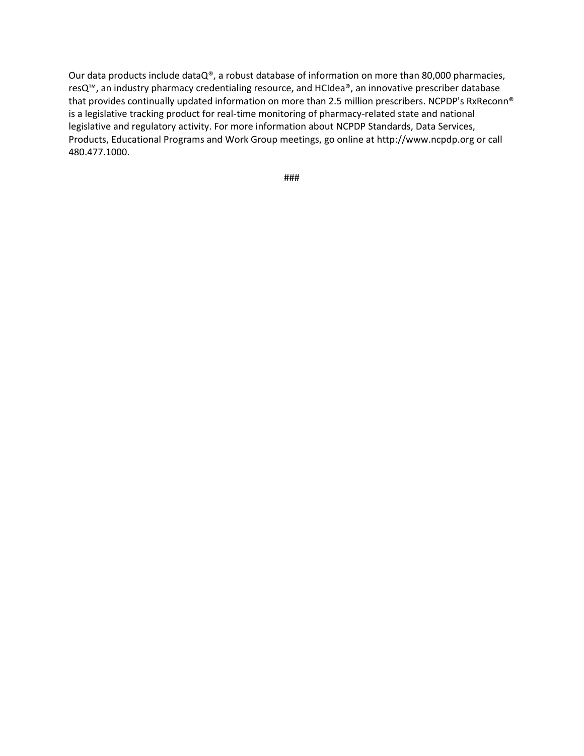Our data products include dataQ®, a robust database of information on more than 80,000 pharmacies, resQ™, an industry pharmacy credentialing resource, and HCIdea®, an innovative prescriber database that provides continually updated information on more than 2.5 million prescribers. NCPDP's RxReconn® is a legislative tracking product for real-time monitoring of pharmacy-related state and national legislative and regulatory activity. For more information about NCPDP Standards, Data Services, Products, Educational Programs and Work Group meetings, go online at http://www.ncpdp.org or call 480.477.1000.

###